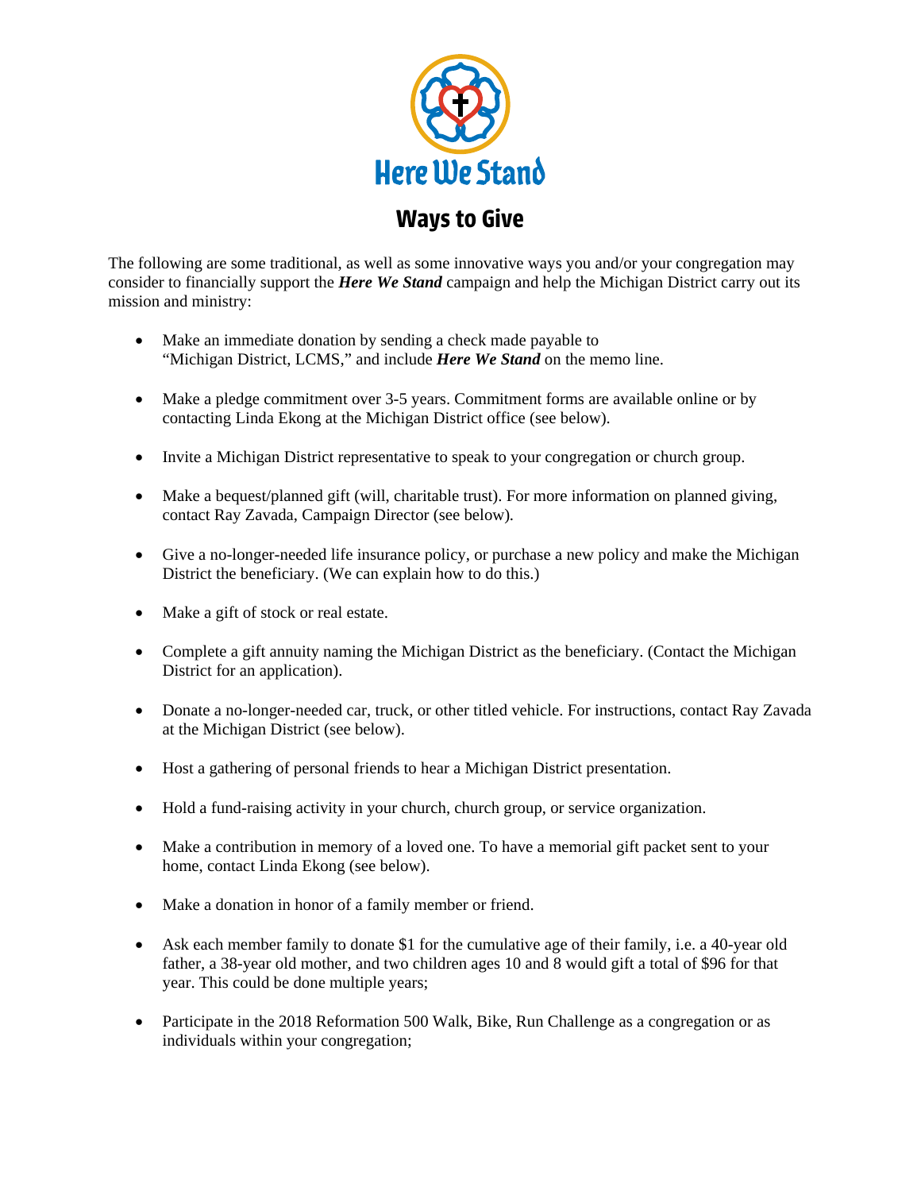# Here We Stand

## Ways to Give

The following are some traditional, as well as some innovative ways you and/or your congregation may consider to financially support the ***Here We Stand*** campaign and help the Michigan District carry out its mission and ministry:

- Make an immediate donation by sending a check made payable to "Michigan District, LCMS," and include ***Here We Stand*** on the memo line.
- Make a pledge commitment over 3-5 years. Commitment forms are available online or by contacting Linda Ekong at the Michigan District office (see below).
- Invite a Michigan District representative to speak to your congregation or church group.
- Make a bequest/planned gift (will, charitable trust). For more information on planned giving, contact Ray Zavada, Campaign Director (see below).
- Give a no-longer-needed life insurance policy, or purchase a new policy and make the Michigan District the beneficiary. (We can explain how to do this.)
- Make a gift of stock or real estate.
- Complete a gift annuity naming the Michigan District as the beneficiary. (Contact the Michigan District for an application).
- Donate a no-longer-needed car, truck, or other titled vehicle. For instructions, contact Ray Zavada at the Michigan District (see below).
- Host a gathering of personal friends to hear a Michigan District presentation.
- Hold a fund-raising activity in your church, church group, or service organization.
- Make a contribution in memory of a loved one. To have a memorial gift packet sent to your home, contact Linda Ekong (see below).
- Make a donation in honor of a family member or friend.
- Ask each member family to donate $1 for the cumulative age of their family, i.e. a 40-year old father, a 38-year old mother, and two children ages 10 and 8 would gift a total of $96 for that year. This could be done multiple years;
- Participate in the 2018 Reformation 500 Walk, Bike, Run Challenge as a congregation or as individuals within your congregation;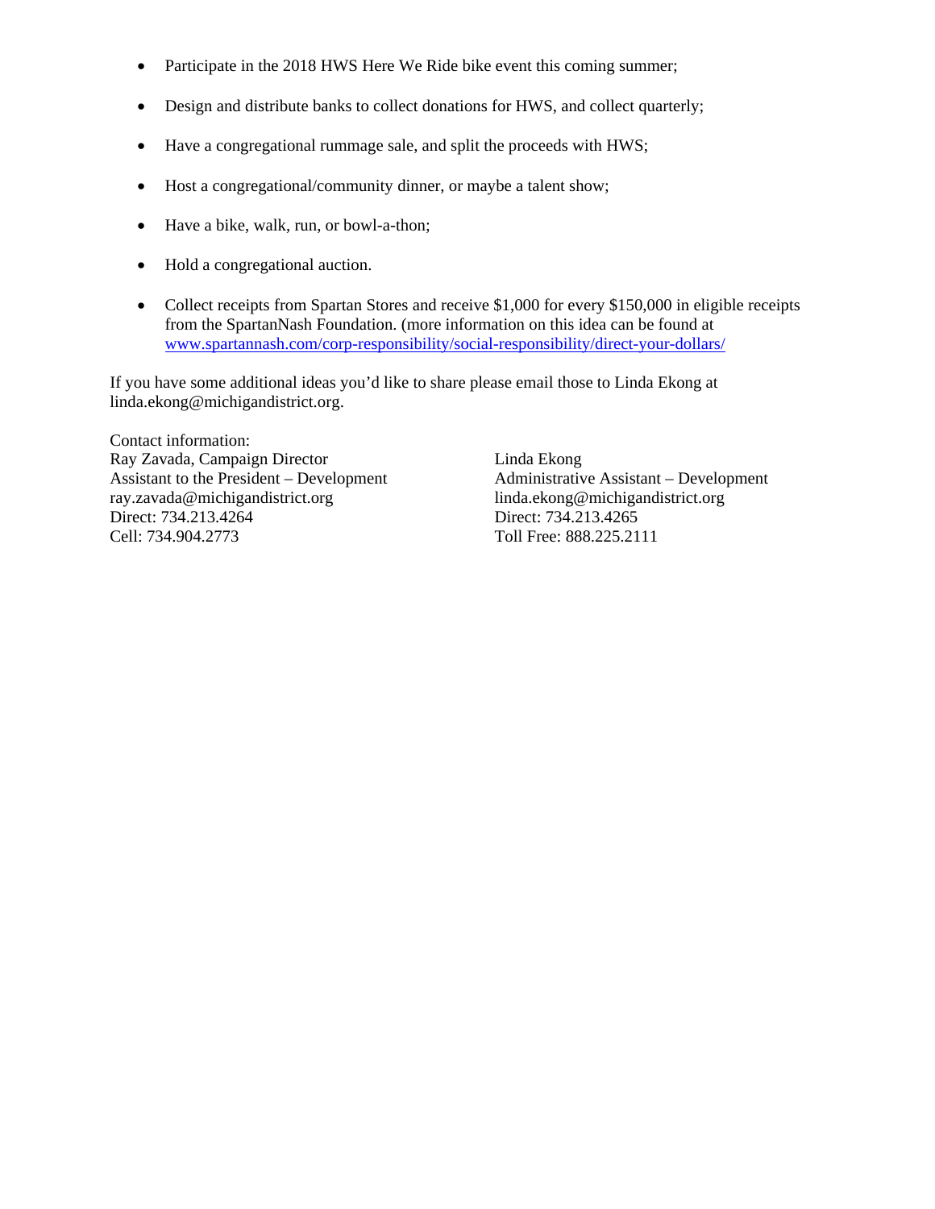- Participate in the 2018 HWS Here We Ride bike event this coming summer;
- Design and distribute banks to collect donations for HWS, and collect quarterly;
- Have a congregational rummage sale, and split the proceeds with HWS;
- Host a congregational/community dinner, or maybe a talent show;
- Have a bike, walk, run, or bowl-a-thon;
- Hold a congregational auction.
- Collect receipts from Spartan Stores and receive $1,000 for every $150,000 in eligible receipts from the SpartanNash Foundation. (more information on this idea can be found at [www.spartannash.com/corp-responsibility/social-responsibility/direct-your-dollars/](www.spartannash.com/corp-responsibility/social-responsibility/direct-your-dollars/)

If you have some additional ideas you'd like to share please email those to Linda Ekong at linda.ekong@michigandistrict.org.

Contact information:

Ray Zavada, Campaign Director
Assistant to the President – Development
ray.zavada@michigandistrict.org
Direct: 734.213.4264
Cell: 734.904.2773

Linda Ekong
Administrative Assistant – Development
linda.ekong@michigandistrict.org
Direct: 734.213.4265
Toll Free: 888.225.2111